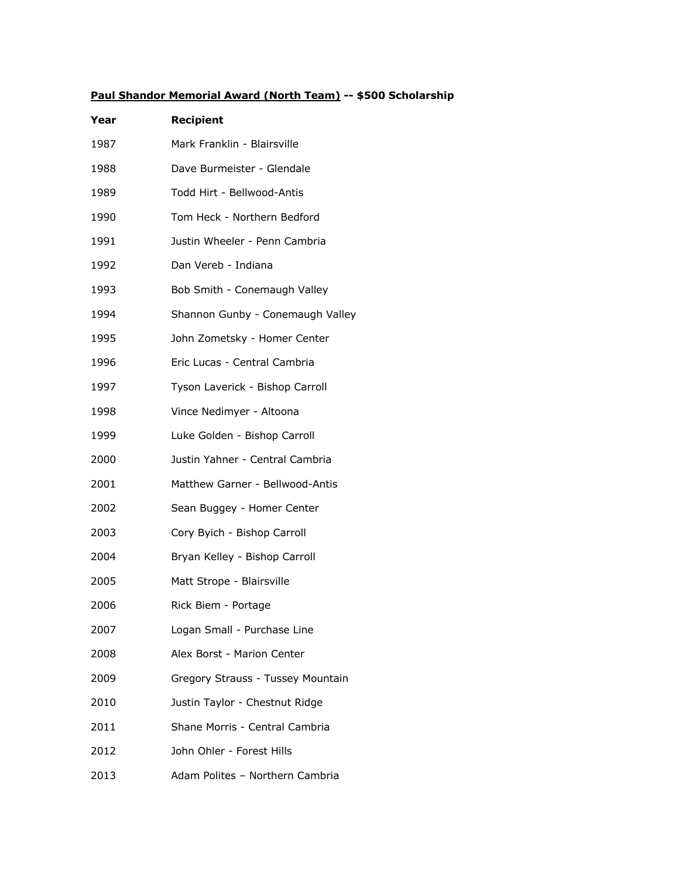**<u>Paul Shandor Memorial Award (North Team)</u> -- $500 Scholarship**

| Year | Recipient |
|---|---|
| 1987 | Mark Franklin - Blairsville |
| 1988 | Dave Burmeister - Glendale |
| 1989 | Todd Hirt - Bellwood-Antis |
| 1990 | Tom Heck - Northern Bedford |
| 1991 | Justin Wheeler - Penn Cambria |
| 1992 | Dan Vereb - Indiana |
| 1993 | Bob Smith - Conemaugh Valley |
| 1994 | Shannon Gunby - Conemaugh Valley |
| 1995 | John Zometsky - Homer Center |
| 1996 | Eric Lucas - Central Cambria |
| 1997 | Tyson Laverick - Bishop Carroll |
| 1998 | Vince Nedimyer - Altoona |
| 1999 | Luke Golden - Bishop Carroll |
| 2000 | Justin Yahner - Central Cambria |
| 2001 | Matthew Garner - Bellwood-Antis |
| 2002 | Sean Buggey - Homer Center |
| 2003 | Cory Bych - Bishop Carroll |
| 2004 | Bryan Kelley - Bishop Carroll |
| 2005 | Matt Strope - Blairsville |
| 2006 | Rick Biem - Portage |
| 2007 | Logan Small - Purchase Line |
| 2008 | Alex Borst - Marion Center |
| 2009 | Gregory Strauss - Tussey Mountain |
| 2010 | Justin Taylor - Chestnut Ridge |
| 2011 | Shane Morris - Central Cambria |
| 2012 | John Ohler - Forest Hills |
| 2013 | Adam Polites – Northern Cambria |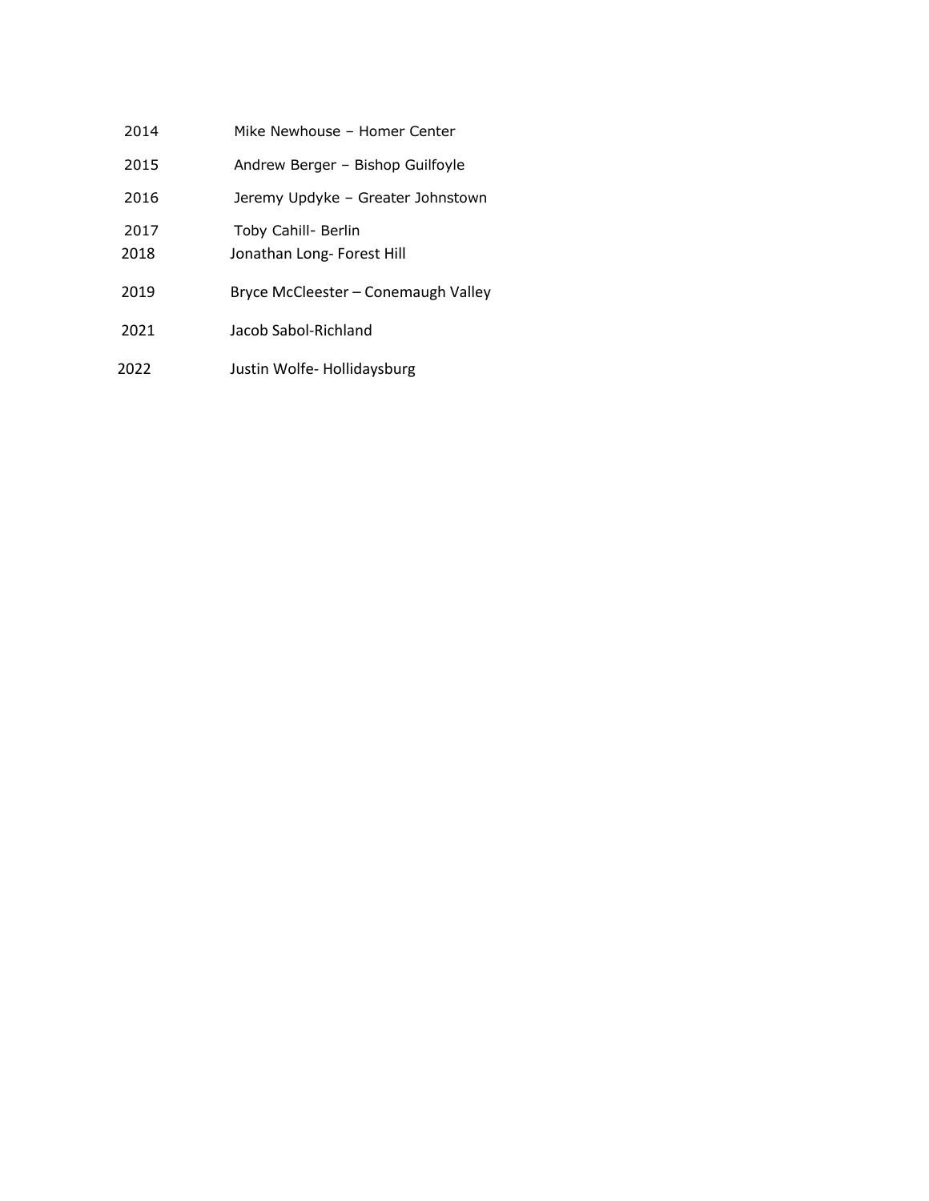| | |
|---|---|
| 2014 | Mike Newhouse – Homer Center |
| 2015 | Andrew Berger – Bishop Guilfoyle |
| 2016 | Jeremy Updyke – Greater Johnstown |
| 2017 | Toby Cahill- Berlin |
| 2018 | Jonathan Long- Forest Hill |
| 2019 | Bryce McCleester – Conemaugh Valley |
| 2021 | Jacob Sabol-Richland |
| 2022 | Justin Wolfe- Hollidaysburg |